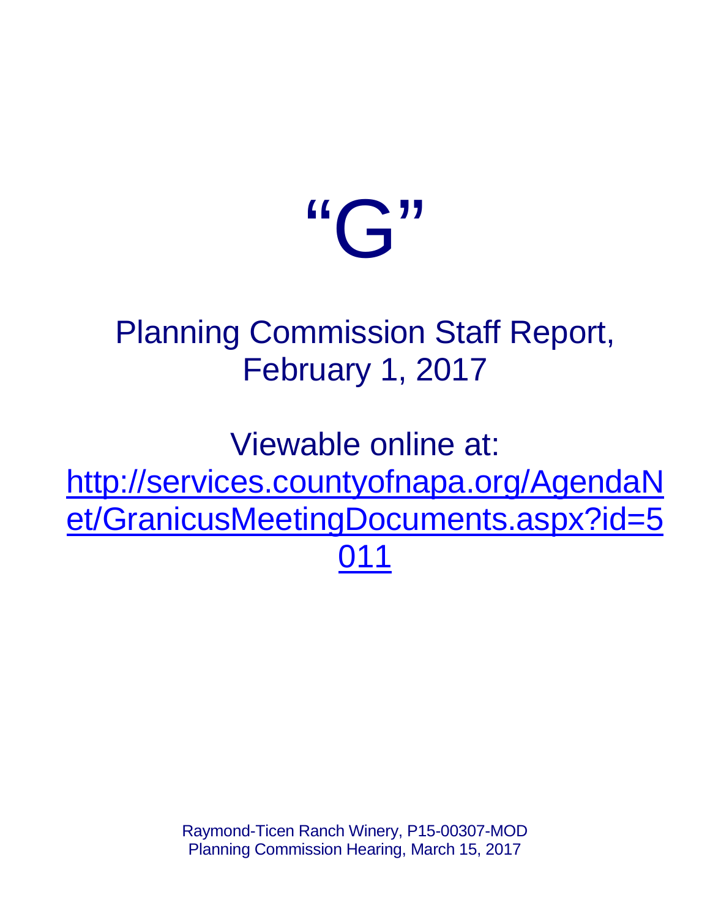# "G"

## Planning Commission Staff Report, February 1, 2017

## Viewable online at:

[http://services.countyofnapa.org/AgendaNet/GranicusMeetingDocuments.aspx?id=5011](http://services.countyofnapa.org/AgendaNet/GranicusMeetingDocuments.aspx?id=5011)

Raymond-Ticen Ranch Winery, P15-00307-MOD
Planning Commission Hearing, March 15, 2017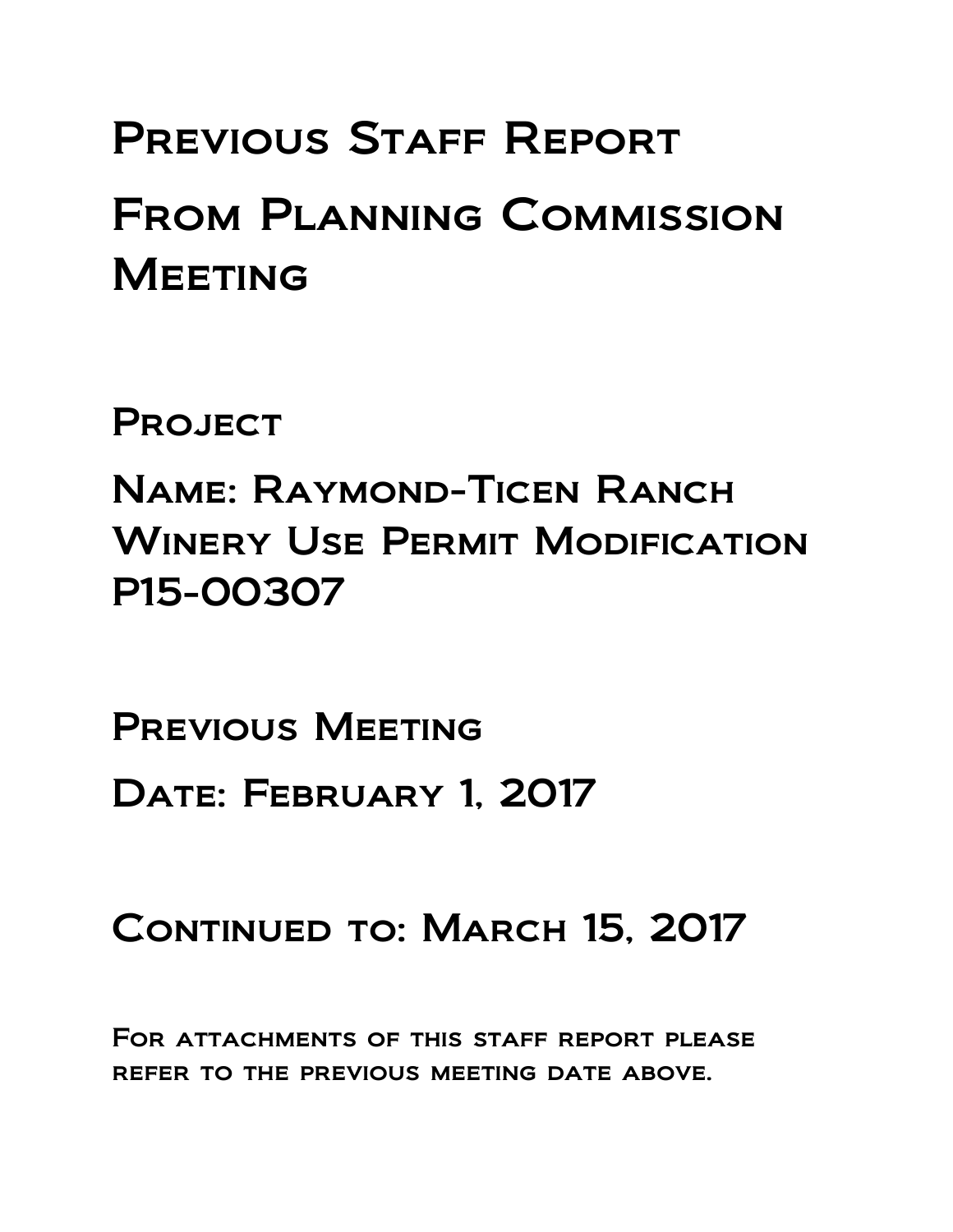# Previous Staff Report

# From Planning Commission Meeting

## Project

## Name: Raymond-Ticen Ranch Winery Use Permit Modification P15-00307

## Previous Meeting

## Date: February 1, 2017

## Continued to: March 15, 2017

For attachments of this staff report please refer to the previous meeting date above.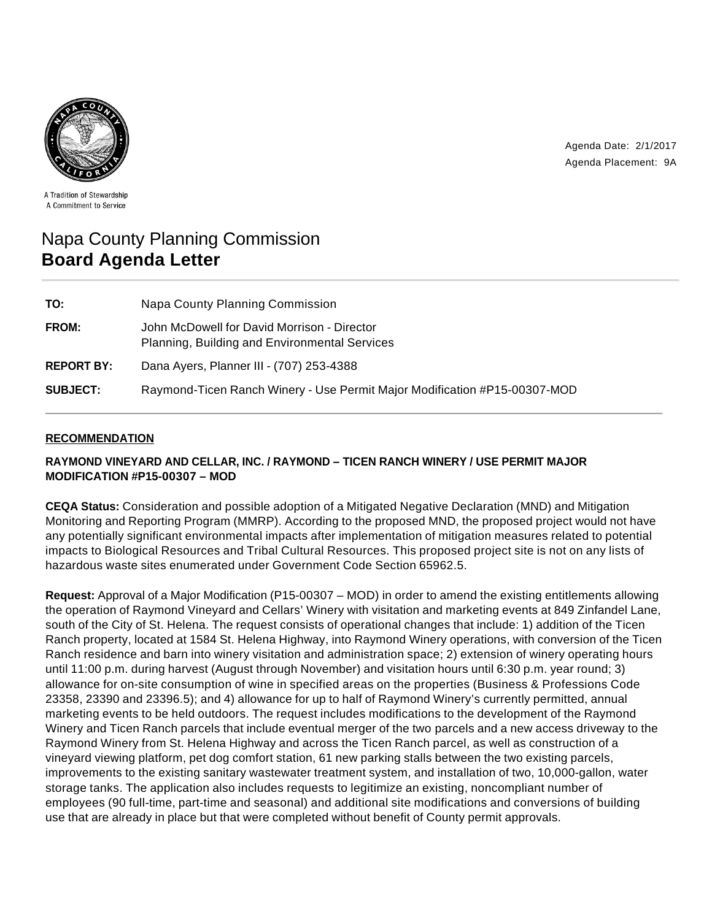A Tradition of Stewardship
A Commitment to Service

Agenda Date: 2/1/2017
Agenda Placement: 9A

# Napa County Planning Commission
# **Board Agenda Letter**

| | |
|---|---|
| **TO:** | Napa County Planning Commission |
| **FROM:** | John McDowell for David Morrison - Director<br>Planning, Building and Environmental Services |
| **REPORT BY:** | Dana Ayers, Planner III - (707) 253-4388 |
| **SUBJECT:** | Raymond-Ticen Ranch Winery - Use Permit Major Modification #P15-00307-MOD |

## RECOMMENDATION

**RAYMOND VINEYARD AND CELLAR, INC. / RAYMOND – TICEN RANCH WINERY / USE PERMIT MAJOR MODIFICATION #P15-00307 – MOD**

**CEQA Status:** Consideration and possible adoption of a Mitigated Negative Declaration (MND) and Mitigation Monitoring and Reporting Program (MMRP). According to the proposed MND, the proposed project would not have any potentially significant environmental impacts after implementation of mitigation measures related to potential impacts to Biological Resources and Tribal Cultural Resources. This proposed project site is not on any lists of hazardous waste sites enumerated under Government Code Section 65962.5.

**Request:** Approval of a Major Modification (P15-00307 – MOD) in order to amend the existing entitlements allowing the operation of Raymond Vineyard and Cellars' Winery with visitation and marketing events at 849 Zinfandel Lane, south of the City of St. Helena. The request consists of operational changes that include: 1) addition of the Ticen Ranch property, located at 1584 St. Helena Highway, into Raymond Winery operations, with conversion of the Ticen Ranch residence and barn into winery visitation and administration space; 2) extension of winery operating hours until 11:00 p.m. during harvest (August through November) and visitation hours until 6:30 p.m. year round; 3) allowance for on-site consumption of wine in specified areas on the properties (Business & Professions Code 23358, 23390 and 23396.5); and 4) allowance for up to half of Raymond Winery's currently permitted, annual marketing events to be held outdoors. The request includes modifications to the development of the Raymond Winery and Ticen Ranch parcels that include eventual merger of the two parcels and a new access driveway to the Raymond Winery from St. Helena Highway and across the Ticen Ranch parcel, as well as construction of a vineyard viewing platform, pet dog comfort station, 61 new parking stalls between the two existing parcels, improvements to the existing sanitary wastewater treatment system, and installation of two, 10,000-gallon, water storage tanks. The application also includes requests to legitimize an existing, noncompliant number of employees (90 full-time, part-time and seasonal) and additional site modifications and conversions of building use that are already in place but that were completed without benefit of County permit approvals.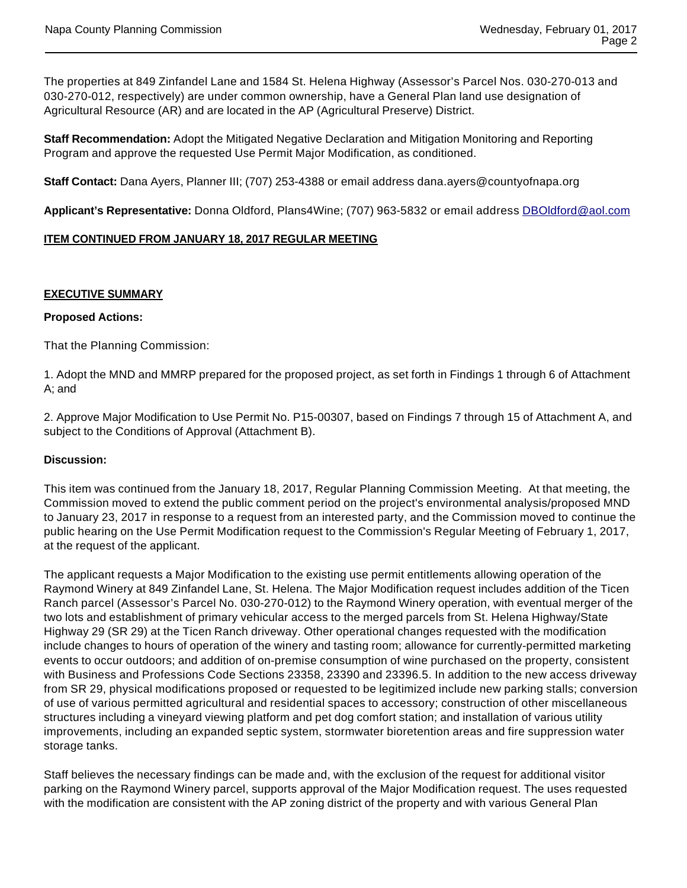The properties at 849 Zinfandel Lane and 1584 St. Helena Highway (Assessor's Parcel Nos. 030-270-013 and 030-270-012, respectively) are under common ownership, have a General Plan land use designation of Agricultural Resource (AR) and are located in the AP (Agricultural Preserve) District.

**Staff Recommendation:** Adopt the Mitigated Negative Declaration and Mitigation Monitoring and Reporting Program and approve the requested Use Permit Major Modification, as conditioned.

**Staff Contact:** Dana Ayers, Planner III; (707) 253-4388 or email address dana.ayers@countyofnapa.org

**Applicant's Representative:** Donna Oldford, Plans4Wine; (707) 963-5832 or email address DBOldford@aol.com

**ITEM CONTINUED FROM JANUARY 18, 2017 REGULAR MEETING**

**EXECUTIVE SUMMARY**

**Proposed Actions:**

That the Planning Commission:

1. Adopt the MND and MMRP prepared for the proposed project, as set forth in Findings 1 through 6 of Attachment A; and

2. Approve Major Modification to Use Permit No. P15-00307, based on Findings 7 through 15 of Attachment A, and subject to the Conditions of Approval (Attachment B).

**Discussion:**

This item was continued from the January 18, 2017, Regular Planning Commission Meeting. At that meeting, the Commission moved to extend the public comment period on the project's environmental analysis/proposed MND to January 23, 2017 in response to a request from an interested party, and the Commission moved to continue the public hearing on the Use Permit Modification request to the Commission's Regular Meeting of February 1, 2017, at the request of the applicant.

The applicant requests a Major Modification to the existing use permit entitlements allowing operation of the Raymond Winery at 849 Zinfandel Lane, St. Helena. The Major Modification request includes addition of the Ticen Ranch parcel (Assessor's Parcel No. 030-270-012) to the Raymond Winery operation, with eventual merger of the two lots and establishment of primary vehicular access to the merged parcels from St. Helena Highway/State Highway 29 (SR 29) at the Ticen Ranch driveway. Other operational changes requested with the modification include changes to hours of operation of the winery and tasting room; allowance for currently-permitted marketing events to occur outdoors; and addition of on-premise consumption of wine purchased on the property, consistent with Business and Professions Code Sections 23358, 23390 and 23396.5. In addition to the new access driveway from SR 29, physical modifications proposed or requested to be legitimized include new parking stalls; conversion of use of various permitted agricultural and residential spaces to accessory; construction of other miscellaneous structures including a vineyard viewing platform and pet dog comfort station; and installation of various utility improvements, including an expanded septic system, stormwater bioretention areas and fire suppression water storage tanks.

Staff believes the necessary findings can be made and, with the exclusion of the request for additional visitor parking on the Raymond Winery parcel, supports approval of the Major Modification request. The uses requested with the modification are consistent with the AP zoning district of the property and with various General Plan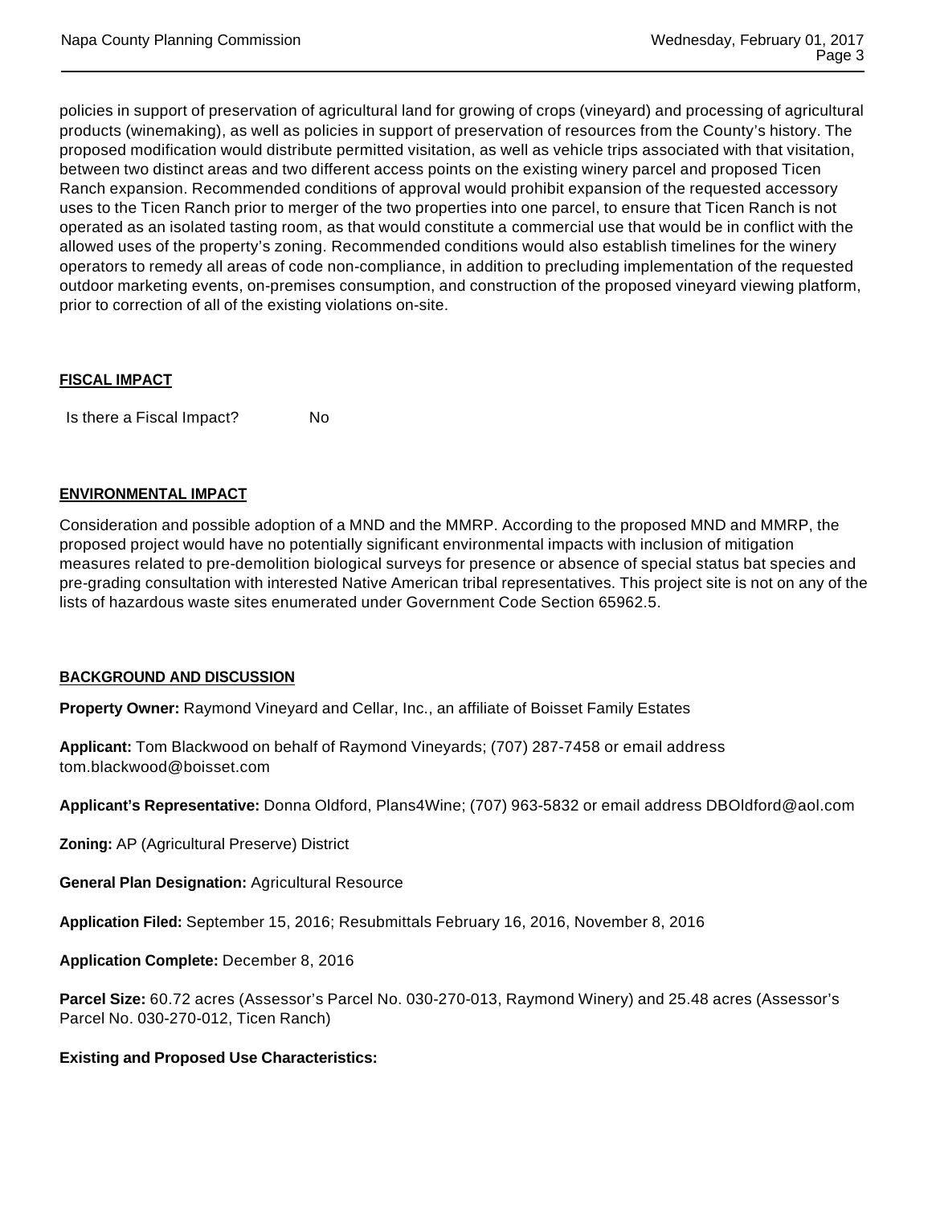policies in support of preservation of agricultural land for growing of crops (vineyard) and processing of agricultural products (winemaking), as well as policies in support of preservation of resources from the County's history. The proposed modification would distribute permitted visitation, as well as vehicle trips associated with that visitation, between two distinct areas and two different access points on the existing winery parcel and proposed Ticen Ranch expansion. Recommended conditions of approval would prohibit expansion of the requested accessory uses to the Ticen Ranch prior to merger of the two properties into one parcel, to ensure that Ticen Ranch is not operated as an isolated tasting room, as that would constitute a commercial use that would be in conflict with the allowed uses of the property's zoning. Recommended conditions would also establish timelines for the winery operators to remedy all areas of code non-compliance, in addition to precluding implementation of the requested outdoor marketing events, on-premises consumption, and construction of the proposed vineyard viewing platform, prior to correction of all of the existing violations on-site.

## FISCAL IMPACT

Is there a Fiscal Impact? No

## ENVIRONMENTAL IMPACT

Consideration and possible adoption of a MND and the MMRP. According to the proposed MND and MMRP, the proposed project would have no potentially significant environmental impacts with inclusion of mitigation measures related to pre-demolition biological surveys for presence or absence of special status bat species and pre-grading consultation with interested Native American tribal representatives. This project site is not on any of the lists of hazardous waste sites enumerated under Government Code Section 65962.5.

## BACKGROUND AND DISCUSSION

**Property Owner:** Raymond Vineyard and Cellar, Inc., an affiliate of Boisset Family Estates

**Applicant:** Tom Blackwood on behalf of Raymond Vineyards; (707) 287-7458 or email address tom.blackwood@boisset.com

**Applicant's Representative:** Donna Oldford, Plans4Wine; (707) 963-5832 or email address DBOldford@aol.com

**Zoning:** AP (Agricultural Preserve) District

**General Plan Designation:** Agricultural Resource

**Application Filed:** September 15, 2016; Resubmittals February 16, 2016, November 8, 2016

**Application Complete:** December 8, 2016

**Parcel Size:** 60.72 acres (Assessor's Parcel No. 030-270-013, Raymond Winery) and 25.48 acres (Assessor's Parcel No. 030-270-012, Ticen Ranch)

**Existing and Proposed Use Characteristics:**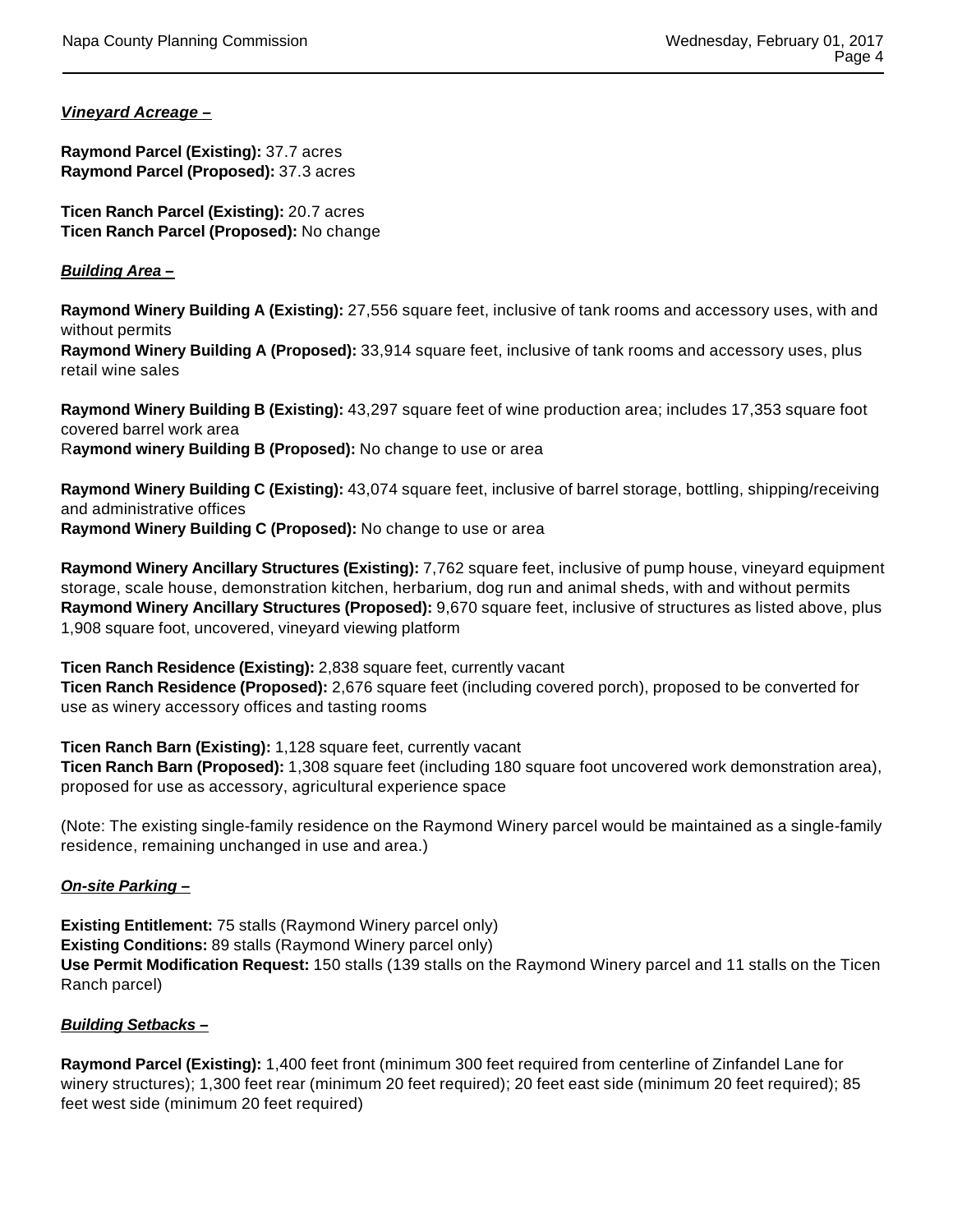***Vineyard Acreage –***

**Raymond Parcel (Existing):** 37.7 acres
**Raymond Parcel (Proposed):** 37.3 acres

**Ticen Ranch Parcel (Existing):** 20.7 acres
**Ticen Ranch Parcel (Proposed):** No change

***Building Area –***

**Raymond Winery Building A (Existing):** 27,556 square feet, inclusive of tank rooms and accessory uses, with and without permits
**Raymond Winery Building A (Proposed):** 33,914 square feet, inclusive of tank rooms and accessory uses, plus retail wine sales

**Raymond Winery Building B (Existing):** 43,297 square feet of wine production area; includes 17,353 square foot covered barrel work area
R**aymond winery Building B (Proposed):** No change to use or area

**Raymond Winery Building C (Existing):** 43,074 square feet, inclusive of barrel storage, bottling, shipping/receiving and administrative offices
**Raymond Winery Building C (Proposed):** No change to use or area

**Raymond Winery Ancillary Structures (Existing):** 7,762 square feet, inclusive of pump house, vineyard equipment storage, scale house, demonstration kitchen, herbarium, dog run and animal sheds, with and without permits
**Raymond Winery Ancillary Structures (Proposed):** 9,670 square feet, inclusive of structures as listed above, plus 1,908 square foot, uncovered, vineyard viewing platform

**Ticen Ranch Residence (Existing):** 2,838 square feet, currently vacant
**Ticen Ranch Residence (Proposed):** 2,676 square feet (including covered porch), proposed to be converted for use as winery accessory offices and tasting rooms

**Ticen Ranch Barn (Existing):** 1,128 square feet, currently vacant
**Ticen Ranch Barn (Proposed):** 1,308 square feet (including 180 square foot uncovered work demonstration area), proposed for use as accessory, agricultural experience space

(Note: The existing single-family residence on the Raymond Winery parcel would be maintained as a single-family residence, remaining unchanged in use and area.)

***On-site Parking –***

**Existing Entitlement:** 75 stalls (Raymond Winery parcel only)
**Existing Conditions:** 89 stalls (Raymond Winery parcel only)
**Use Permit Modification Request:** 150 stalls (139 stalls on the Raymond Winery parcel and 11 stalls on the Ticen Ranch parcel)

***Building Setbacks –***

**Raymond Parcel (Existing):** 1,400 feet front (minimum 300 feet required from centerline of Zinfandel Lane for winery structures); 1,300 feet rear (minimum 20 feet required); 20 feet east side (minimum 20 feet required); 85 feet west side (minimum 20 feet required)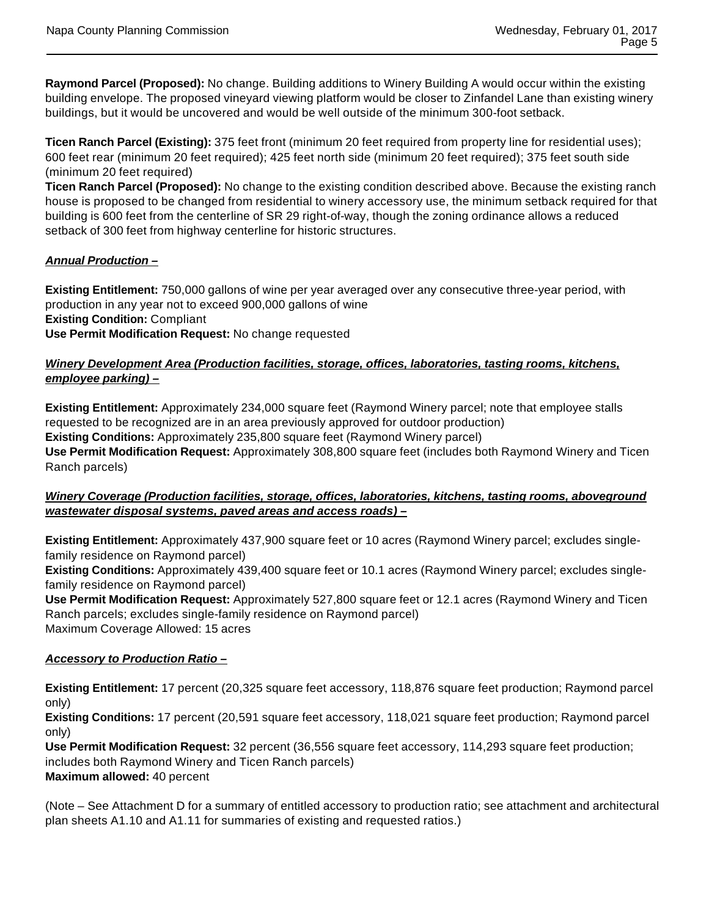**Raymond Parcel (Proposed):** No change. Building additions to Winery Building A would occur within the existing building envelope. The proposed vineyard viewing platform would be closer to Zinfandel Lane than existing winery buildings, but it would be uncovered and would be well outside of the minimum 300-foot setback.

**Ticen Ranch Parcel (Existing):** 375 feet front (minimum 20 feet required from property line for residential uses); 600 feet rear (minimum 20 feet required); 425 feet north side (minimum 20 feet required); 375 feet south side (minimum 20 feet required)
**Ticen Ranch Parcel (Proposed):** No change to the existing condition described above. Because the existing ranch house is proposed to be changed from residential to winery accessory use, the minimum setback required for that building is 600 feet from the centerline of SR 29 right-of-way, though the zoning ordinance allows a reduced setback of 300 feet from highway centerline for historic structures.

***Annual Production –***

**Existing Entitlement:** 750,000 gallons of wine per year averaged over any consecutive three-year period, with production in any year not to exceed 900,000 gallons of wine
**Existing Condition:** Compliant
**Use Permit Modification Request:** No change requested

***Winery Development Area (Production facilities, storage, offices, laboratories, tasting rooms, kitchens, employee parking) –***

**Existing Entitlement:** Approximately 234,000 square feet (Raymond Winery parcel; note that employee stalls requested to be recognized are in an area previously approved for outdoor production)
**Existing Conditions:** Approximately 235,800 square feet (Raymond Winery parcel)
**Use Permit Modification Request:** Approximately 308,800 square feet (includes both Raymond Winery and Ticen Ranch parcels)

***Winery Coverage (Production facilities, storage, offices, laboratories, kitchens, tasting rooms, aboveground wastewater disposal systems, paved areas and access roads) –***

**Existing Entitlement:** Approximately 437,900 square feet or 10 acres (Raymond Winery parcel; excludes single-family residence on Raymond parcel)
**Existing Conditions:** Approximately 439,400 square feet or 10.1 acres (Raymond Winery parcel; excludes single-family residence on Raymond parcel)
**Use Permit Modification Request:** Approximately 527,800 square feet or 12.1 acres (Raymond Winery and Ticen Ranch parcels; excludes single-family residence on Raymond parcel)
Maximum Coverage Allowed: 15 acres

***Accessory to Production Ratio –***

**Existing Entitlement:** 17 percent (20,325 square feet accessory, 118,876 square feet production; Raymond parcel only)
**Existing Conditions:** 17 percent (20,591 square feet accessory, 118,021 square feet production; Raymond parcel only)
**Use Permit Modification Request:** 32 percent (36,556 square feet accessory, 114,293 square feet production; includes both Raymond Winery and Ticen Ranch parcels)
**Maximum allowed:** 40 percent

(Note – See Attachment D for a summary of entitled accessory to production ratio; see attachment and architectural plan sheets A1.10 and A1.11 for summaries of existing and requested ratios.)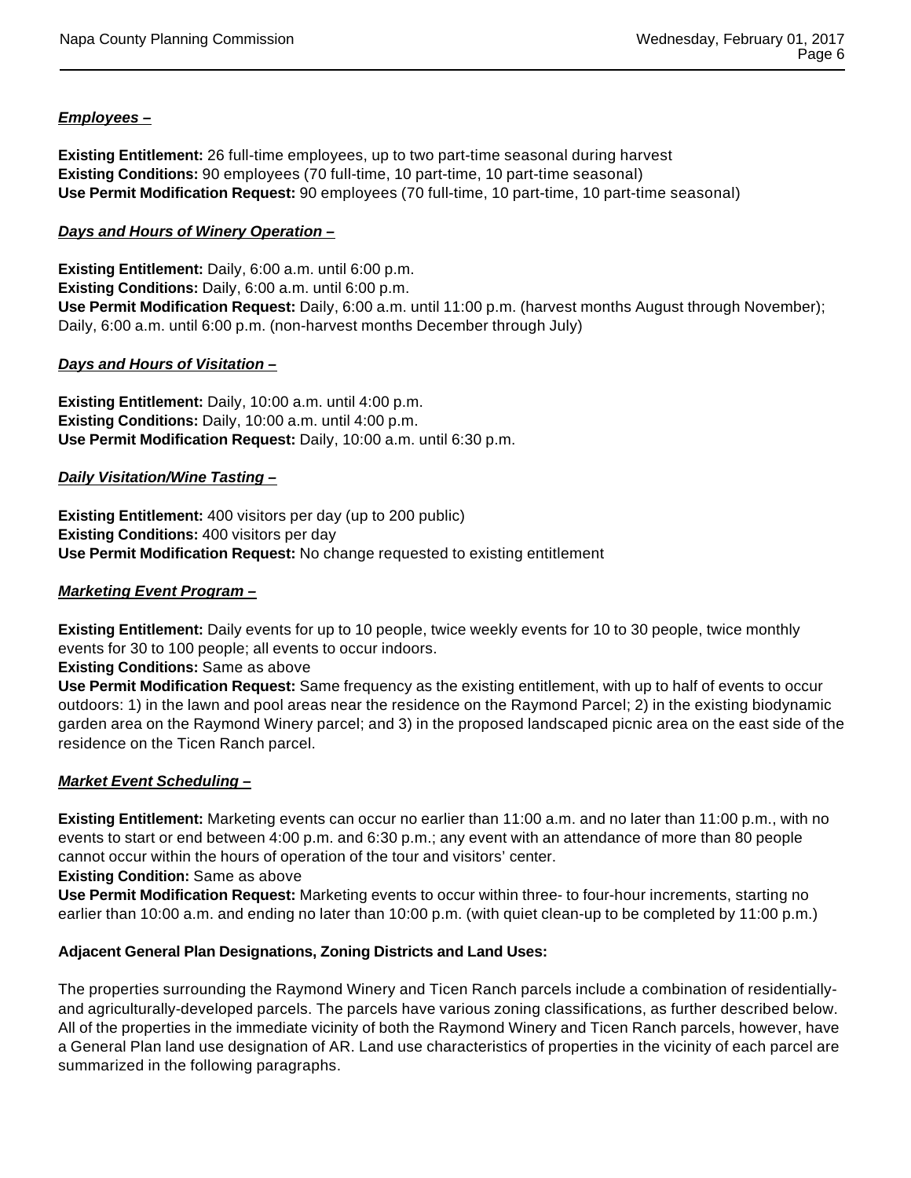***Employees –***

**Existing Entitlement:** 26 full-time employees, up to two part-time seasonal during harvest
**Existing Conditions:** 90 employees (70 full-time, 10 part-time, 10 part-time seasonal)
**Use Permit Modification Request:** 90 employees (70 full-time, 10 part-time, 10 part-time seasonal)

***Days and Hours of Winery Operation –***

**Existing Entitlement:** Daily, 6:00 a.m. until 6:00 p.m.
**Existing Conditions:** Daily, 6:00 a.m. until 6:00 p.m.
**Use Permit Modification Request:** Daily, 6:00 a.m. until 11:00 p.m. (harvest months August through November); Daily, 6:00 a.m. until 6:00 p.m. (non-harvest months December through July)

***Days and Hours of Visitation –***

**Existing Entitlement:** Daily, 10:00 a.m. until 4:00 p.m.
**Existing Conditions:** Daily, 10:00 a.m. until 4:00 p.m.
**Use Permit Modification Request:** Daily, 10:00 a.m. until 6:30 p.m.

***Daily Visitation/Wine Tasting –***

**Existing Entitlement:** 400 visitors per day (up to 200 public)
**Existing Conditions:** 400 visitors per day
**Use Permit Modification Request:** No change requested to existing entitlement

***Marketing Event Program –***

**Existing Entitlement:** Daily events for up to 10 people, twice weekly events for 10 to 30 people, twice monthly events for 30 to 100 people; all events to occur indoors.
**Existing Conditions:** Same as above
**Use Permit Modification Request:** Same frequency as the existing entitlement, with up to half of events to occur outdoors: 1) in the lawn and pool areas near the residence on the Raymond Parcel; 2) in the existing biodynamic garden area on the Raymond Winery parcel; and 3) in the proposed landscaped picnic area on the east side of the residence on the Ticen Ranch parcel.

***Market Event Scheduling –***

**Existing Entitlement:** Marketing events can occur no earlier than 11:00 a.m. and no later than 11:00 p.m., with no events to start or end between 4:00 p.m. and 6:30 p.m.; any event with an attendance of more than 80 people cannot occur within the hours of operation of the tour and visitors' center.
**Existing Condition:** Same as above
**Use Permit Modification Request:** Marketing events to occur within three- to four-hour increments, starting no earlier than 10:00 a.m. and ending no later than 10:00 p.m. (with quiet clean-up to be completed by 11:00 p.m.)

**Adjacent General Plan Designations, Zoning Districts and Land Uses:**

The properties surrounding the Raymond Winery and Ticen Ranch parcels include a combination of residentially- and agriculturally-developed parcels. The parcels have various zoning classifications, as further described below. All of the properties in the immediate vicinity of both the Raymond Winery and Ticen Ranch parcels, however, have a General Plan land use designation of AR. Land use characteristics of properties in the vicinity of each parcel are summarized in the following paragraphs.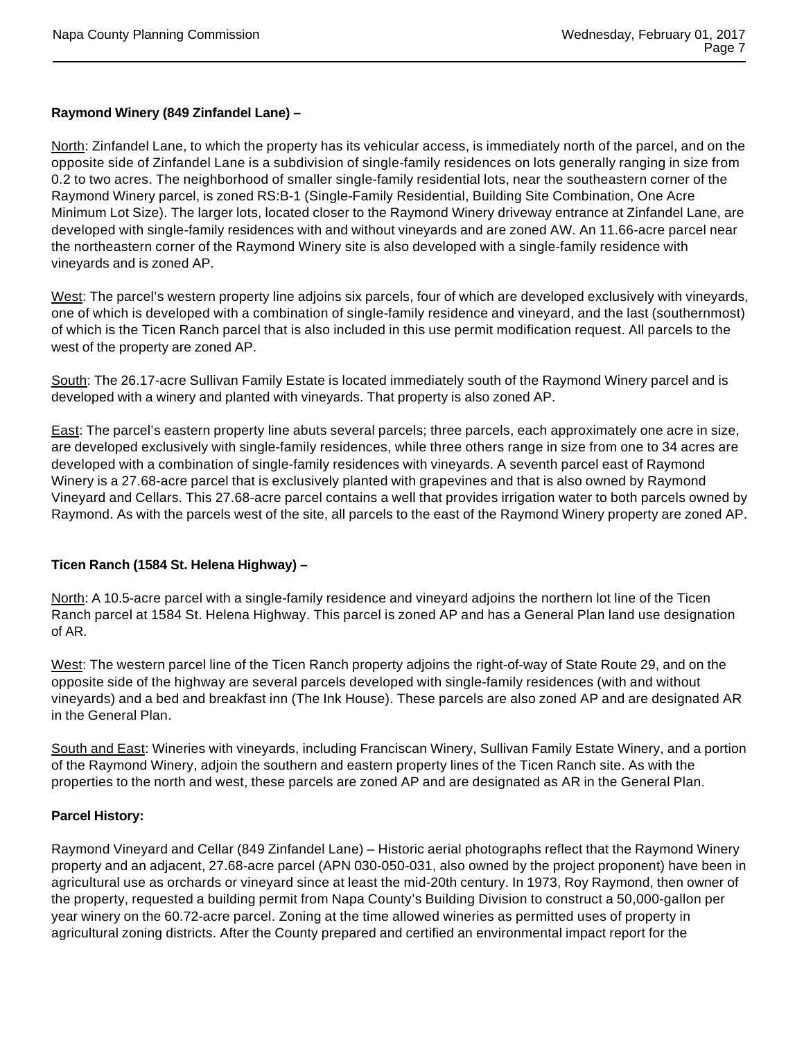**Raymond Winery (849 Zinfandel Lane) –**

North: Zinfandel Lane, to which the property has its vehicular access, is immediately north of the parcel, and on the opposite side of Zinfandel Lane is a subdivision of single-family residences on lots generally ranging in size from 0.2 to two acres. The neighborhood of smaller single-family residential lots, near the southeastern corner of the Raymond Winery parcel, is zoned RS:B-1 (Single-Family Residential, Building Site Combination, One Acre Minimum Lot Size). The larger lots, located closer to the Raymond Winery driveway entrance at Zinfandel Lane, are developed with single-family residences with and without vineyards and are zoned AW. An 11.66-acre parcel near the northeastern corner of the Raymond Winery site is also developed with a single-family residence with vineyards and is zoned AP.

West: The parcel's western property line adjoins six parcels, four of which are developed exclusively with vineyards, one of which is developed with a combination of single-family residence and vineyard, and the last (southernmost) of which is the Ticen Ranch parcel that is also included in this use permit modification request. All parcels to the west of the property are zoned AP.

South: The 26.17-acre Sullivan Family Estate is located immediately south of the Raymond Winery parcel and is developed with a winery and planted with vineyards. That property is also zoned AP.

East: The parcel's eastern property line abuts several parcels; three parcels, each approximately one acre in size, are developed exclusively with single-family residences, while three others range in size from one to 34 acres are developed with a combination of single-family residences with vineyards. A seventh parcel east of Raymond Winery is a 27.68-acre parcel that is exclusively planted with grapevines and that is also owned by Raymond Vineyard and Cellars. This 27.68-acre parcel contains a well that provides irrigation water to both parcels owned by Raymond. As with the parcels west of the site, all parcels to the east of the Raymond Winery property are zoned AP.

**Ticen Ranch (1584 St. Helena Highway) –**

North: A 10.5-acre parcel with a single-family residence and vineyard adjoins the northern lot line of the Ticen Ranch parcel at 1584 St. Helena Highway. This parcel is zoned AP and has a General Plan land use designation of AR.

West: The western parcel line of the Ticen Ranch property adjoins the right-of-way of State Route 29, and on the opposite side of the highway are several parcels developed with single-family residences (with and without vineyards) and a bed and breakfast inn (The Ink House). These parcels are also zoned AP and are designated AR in the General Plan.

South and East: Wineries with vineyards, including Franciscan Winery, Sullivan Family Estate Winery, and a portion of the Raymond Winery, adjoin the southern and eastern property lines of the Ticen Ranch site. As with the properties to the north and west, these parcels are zoned AP and are designated as AR in the General Plan.

**Parcel History:**

Raymond Vineyard and Cellar (849 Zinfandel Lane) – Historic aerial photographs reflect that the Raymond Winery property and an adjacent, 27.68-acre parcel (APN 030-050-031, also owned by the project proponent) have been in agricultural use as orchards or vineyard since at least the mid-20th century. In 1973, Roy Raymond, then owner of the property, requested a building permit from Napa County's Building Division to construct a 50,000-gallon per year winery on the 60.72-acre parcel. Zoning at the time allowed wineries as permitted uses of property in agricultural zoning districts. After the County prepared and certified an environmental impact report for the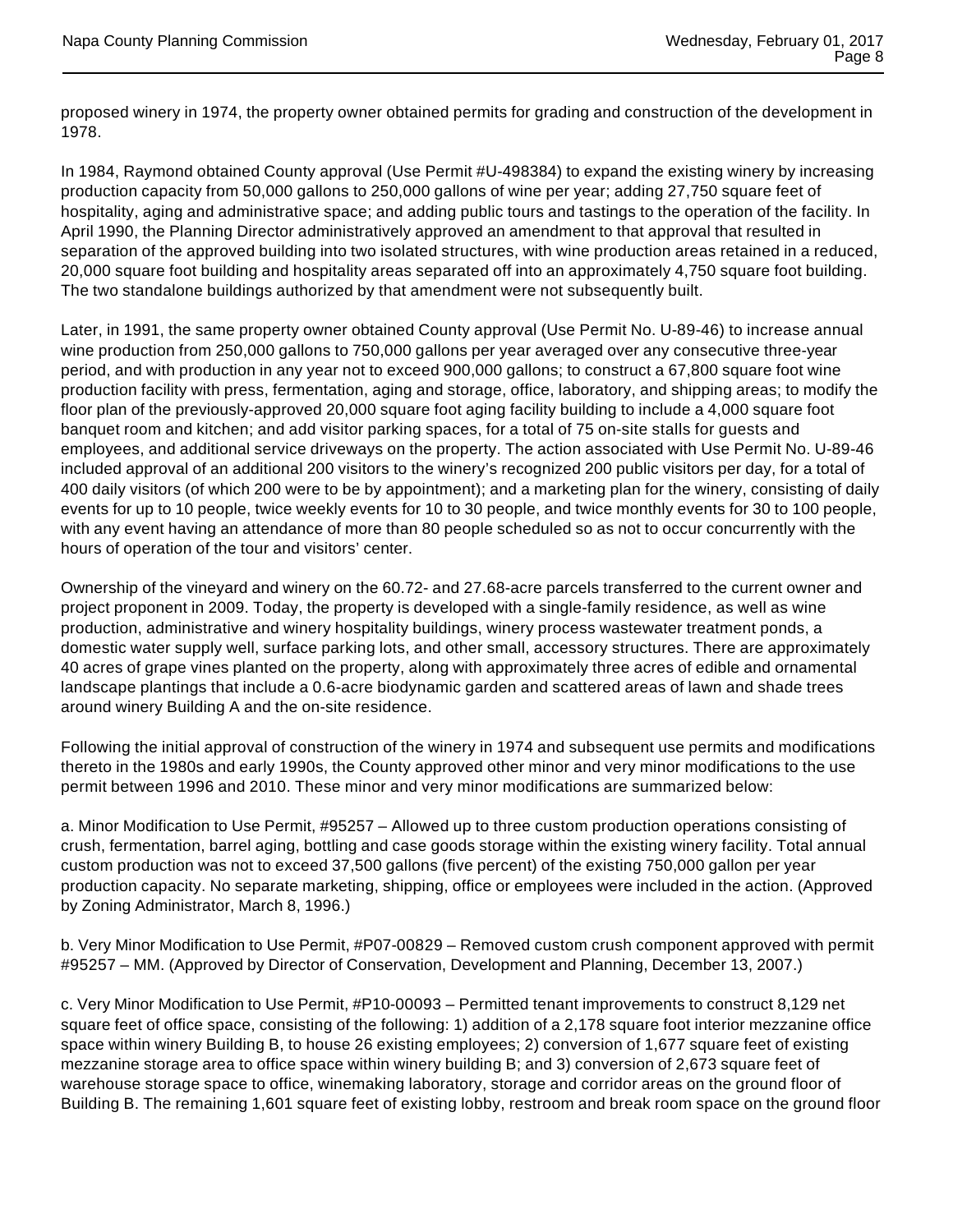proposed winery in 1974, the property owner obtained permits for grading and construction of the development in 1978.

In 1984, Raymond obtained County approval (Use Permit #U-498384) to expand the existing winery by increasing production capacity from 50,000 gallons to 250,000 gallons of wine per year; adding 27,750 square feet of hospitality, aging and administrative space; and adding public tours and tastings to the operation of the facility. In April 1990, the Planning Director administratively approved an amendment to that approval that resulted in separation of the approved building into two isolated structures, with wine production areas retained in a reduced, 20,000 square foot building and hospitality areas separated off into an approximately 4,750 square foot building. The two standalone buildings authorized by that amendment were not subsequently built.

Later, in 1991, the same property owner obtained County approval (Use Permit No. U-89-46) to increase annual wine production from 250,000 gallons to 750,000 gallons per year averaged over any consecutive three-year period, and with production in any year not to exceed 900,000 gallons; to construct a 67,800 square foot wine production facility with press, fermentation, aging and storage, office, laboratory, and shipping areas; to modify the floor plan of the previously-approved 20,000 square foot aging facility building to include a 4,000 square foot banquet room and kitchen; and add visitor parking spaces, for a total of 75 on-site stalls for guests and employees, and additional service driveways on the property. The action associated with Use Permit No. U-89-46 included approval of an additional 200 visitors to the winery's recognized 200 public visitors per day, for a total of 400 daily visitors (of which 200 were to be by appointment); and a marketing plan for the winery, consisting of daily events for up to 10 people, twice weekly events for 10 to 30 people, and twice monthly events for 30 to 100 people, with any event having an attendance of more than 80 people scheduled so as not to occur concurrently with the hours of operation of the tour and visitors' center.

Ownership of the vineyard and winery on the 60.72- and 27.68-acre parcels transferred to the current owner and project proponent in 2009. Today, the property is developed with a single-family residence, as well as wine production, administrative and winery hospitality buildings, winery process wastewater treatment ponds, a domestic water supply well, surface parking lots, and other small, accessory structures. There are approximately 40 acres of grape vines planted on the property, along with approximately three acres of edible and ornamental landscape plantings that include a 0.6-acre biodynamic garden and scattered areas of lawn and shade trees around winery Building A and the on-site residence.

Following the initial approval of construction of the winery in 1974 and subsequent use permits and modifications thereto in the 1980s and early 1990s, the County approved other minor and very minor modifications to the use permit between 1996 and 2010. These minor and very minor modifications are summarized below:

a. Minor Modification to Use Permit, #95257 – Allowed up to three custom production operations consisting of crush, fermentation, barrel aging, bottling and case goods storage within the existing winery facility. Total annual custom production was not to exceed 37,500 gallons (five percent) of the existing 750,000 gallon per year production capacity. No separate marketing, shipping, office or employees were included in the action. (Approved by Zoning Administrator, March 8, 1996.)

b. Very Minor Modification to Use Permit, #P07-00829 – Removed custom crush component approved with permit #95257 – MM. (Approved by Director of Conservation, Development and Planning, December 13, 2007.)

c. Very Minor Modification to Use Permit, #P10-00093 – Permitted tenant improvements to construct 8,129 net square feet of office space, consisting of the following: 1) addition of a 2,178 square foot interior mezzanine office space within winery Building B, to house 26 existing employees; 2) conversion of 1,677 square feet of existing mezzanine storage area to office space within winery building B; and 3) conversion of 2,673 square feet of warehouse storage space to office, winemaking laboratory, storage and corridor areas on the ground floor of Building B. The remaining 1,601 square feet of existing lobby, restroom and break room space on the ground floor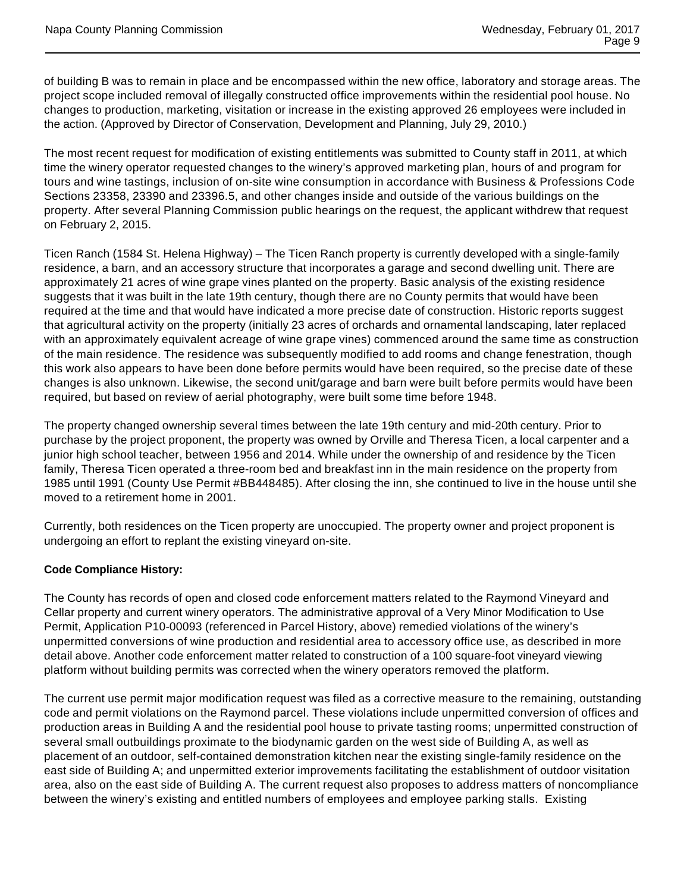of building B was to remain in place and be encompassed within the new office, laboratory and storage areas. The project scope included removal of illegally constructed office improvements within the residential pool house. No changes to production, marketing, visitation or increase in the existing approved 26 employees were included in the action. (Approved by Director of Conservation, Development and Planning, July 29, 2010.)

The most recent request for modification of existing entitlements was submitted to County staff in 2011, at which time the winery operator requested changes to the winery's approved marketing plan, hours of and program for tours and wine tastings, inclusion of on-site wine consumption in accordance with Business & Professions Code Sections 23358, 23390 and 23396.5, and other changes inside and outside of the various buildings on the property. After several Planning Commission public hearings on the request, the applicant withdrew that request on February 2, 2015.

Ticen Ranch (1584 St. Helena Highway) – The Ticen Ranch property is currently developed with a single-family residence, a barn, and an accessory structure that incorporates a garage and second dwelling unit. There are approximately 21 acres of wine grape vines planted on the property. Basic analysis of the existing residence suggests that it was built in the late 19th century, though there are no County permits that would have been required at the time and that would have indicated a more precise date of construction. Historic reports suggest that agricultural activity on the property (initially 23 acres of orchards and ornamental landscaping, later replaced with an approximately equivalent acreage of wine grape vines) commenced around the same time as construction of the main residence. The residence was subsequently modified to add rooms and change fenestration, though this work also appears to have been done before permits would have been required, so the precise date of these changes is also unknown. Likewise, the second unit/garage and barn were built before permits would have been required, but based on review of aerial photography, were built some time before 1948.

The property changed ownership several times between the late 19th century and mid-20th century. Prior to purchase by the project proponent, the property was owned by Orville and Theresa Ticen, a local carpenter and a junior high school teacher, between 1956 and 2014. While under the ownership of and residence by the Ticen family, Theresa Ticen operated a three-room bed and breakfast inn in the main residence on the property from 1985 until 1991 (County Use Permit #BB448485). After closing the inn, she continued to live in the house until she moved to a retirement home in 2001.

Currently, both residences on the Ticen property are unoccupied. The property owner and project proponent is undergoing an effort to replant the existing vineyard on-site.

**Code Compliance History:**

The County has records of open and closed code enforcement matters related to the Raymond Vineyard and Cellar property and current winery operators. The administrative approval of a Very Minor Modification to Use Permit, Application P10-00093 (referenced in Parcel History, above) remedied violations of the winery's unpermitted conversions of wine production and residential area to accessory office use, as described in more detail above. Another code enforcement matter related to construction of a 100 square-foot vineyard viewing platform without building permits was corrected when the winery operators removed the platform.

The current use permit major modification request was filed as a corrective measure to the remaining, outstanding code and permit violations on the Raymond parcel. These violations include unpermitted conversion of offices and production areas in Building A and the residential pool house to private tasting rooms; unpermitted construction of several small outbuildings proximate to the biodynamic garden on the west side of Building A, as well as placement of an outdoor, self-contained demonstration kitchen near the existing single-family residence on the east side of Building A; and unpermitted exterior improvements facilitating the establishment of outdoor visitation area, also on the east side of Building A. The current request also proposes to address matters of noncompliance between the winery's existing and entitled numbers of employees and employee parking stalls. Existing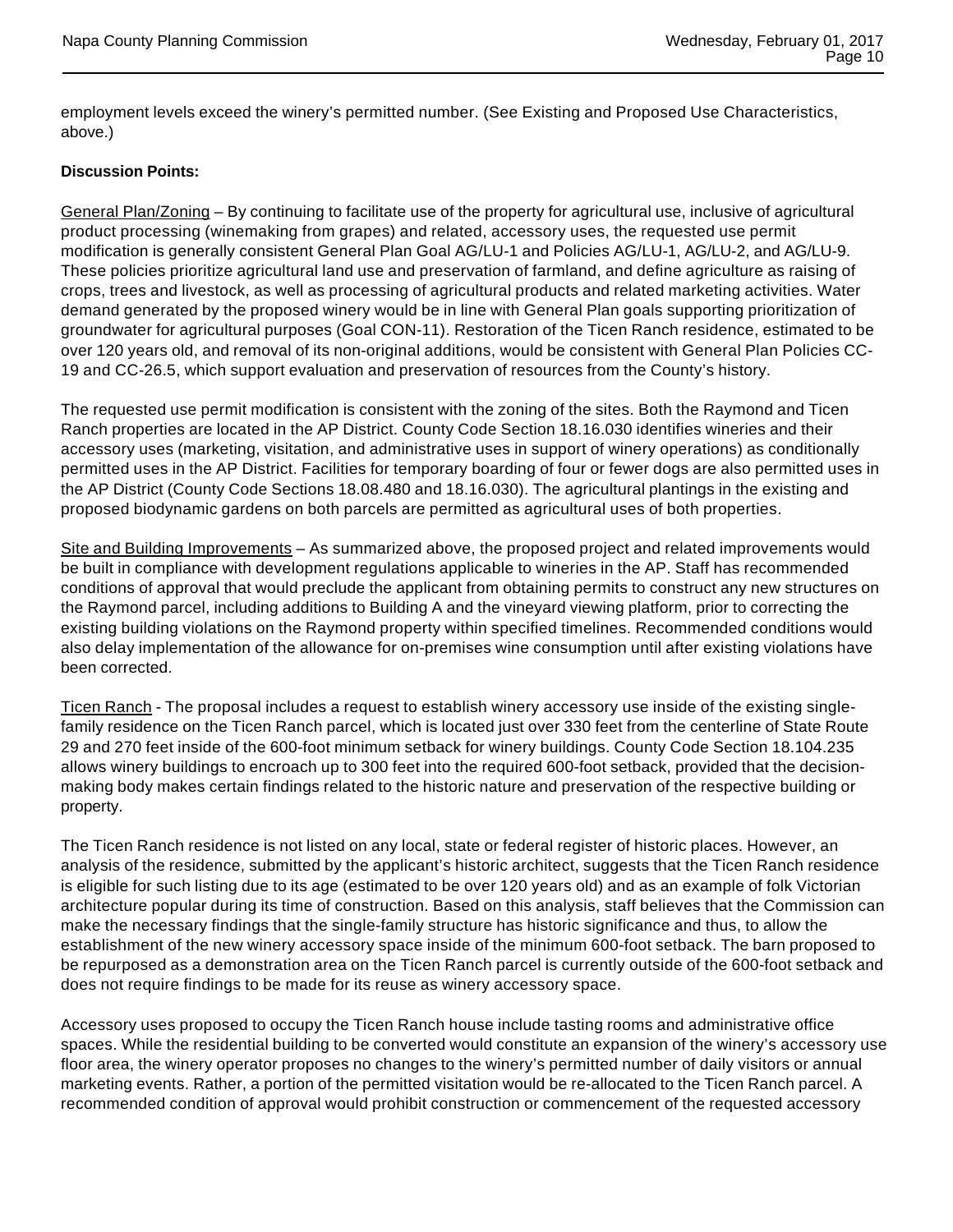employment levels exceed the winery's permitted number. (See Existing and Proposed Use Characteristics, above.)

**Discussion Points:**

General Plan/Zoning – By continuing to facilitate use of the property for agricultural use, inclusive of agricultural product processing (winemaking from grapes) and related, accessory uses, the requested use permit modification is generally consistent General Plan Goal AG/LU-1 and Policies AG/LU-1, AG/LU-2, and AG/LU-9. These policies prioritize agricultural land use and preservation of farmland, and define agriculture as raising of crops, trees and livestock, as well as processing of agricultural products and related marketing activities. Water demand generated by the proposed winery would be in line with General Plan goals supporting prioritization of groundwater for agricultural purposes (Goal CON-11). Restoration of the Ticen Ranch residence, estimated to be over 120 years old, and removal of its non-original additions, would be consistent with General Plan Policies CC-19 and CC-26.5, which support evaluation and preservation of resources from the County's history.

The requested use permit modification is consistent with the zoning of the sites. Both the Raymond and Ticen Ranch properties are located in the AP District. County Code Section 18.16.030 identifies wineries and their accessory uses (marketing, visitation, and administrative uses in support of winery operations) as conditionally permitted uses in the AP District. Facilities for temporary boarding of four or fewer dogs are also permitted uses in the AP District (County Code Sections 18.08.480 and 18.16.030). The agricultural plantings in the existing and proposed biodynamic gardens on both parcels are permitted as agricultural uses of both properties.

Site and Building Improvements – As summarized above, the proposed project and related improvements would be built in compliance with development regulations applicable to wineries in the AP. Staff has recommended conditions of approval that would preclude the applicant from obtaining permits to construct any new structures on the Raymond parcel, including additions to Building A and the vineyard viewing platform, prior to correcting the existing building violations on the Raymond property within specified timelines. Recommended conditions would also delay implementation of the allowance for on-premises wine consumption until after existing violations have been corrected.

Ticen Ranch - The proposal includes a request to establish winery accessory use inside of the existing single-family residence on the Ticen Ranch parcel, which is located just over 330 feet from the centerline of State Route 29 and 270 feet inside of the 600-foot minimum setback for winery buildings. County Code Section 18.104.235 allows winery buildings to encroach up to 300 feet into the required 600-foot setback, provided that the decision-making body makes certain findings related to the historic nature and preservation of the respective building or property.

The Ticen Ranch residence is not listed on any local, state or federal register of historic places. However, an analysis of the residence, submitted by the applicant's historic architect, suggests that the Ticen Ranch residence is eligible for such listing due to its age (estimated to be over 120 years old) and as an example of folk Victorian architecture popular during its time of construction. Based on this analysis, staff believes that the Commission can make the necessary findings that the single-family structure has historic significance and thus, to allow the establishment of the new winery accessory space inside of the minimum 600-foot setback. The barn proposed to be repurposed as a demonstration area on the Ticen Ranch parcel is currently outside of the 600-foot setback and does not require findings to be made for its reuse as winery accessory space.

Accessory uses proposed to occupy the Ticen Ranch house include tasting rooms and administrative office spaces. While the residential building to be converted would constitute an expansion of the winery's accessory use floor area, the winery operator proposes no changes to the winery's permitted number of daily visitors or annual marketing events. Rather, a portion of the permitted visitation would be re-allocated to the Ticen Ranch parcel. A recommended condition of approval would prohibit construction or commencement of the requested accessory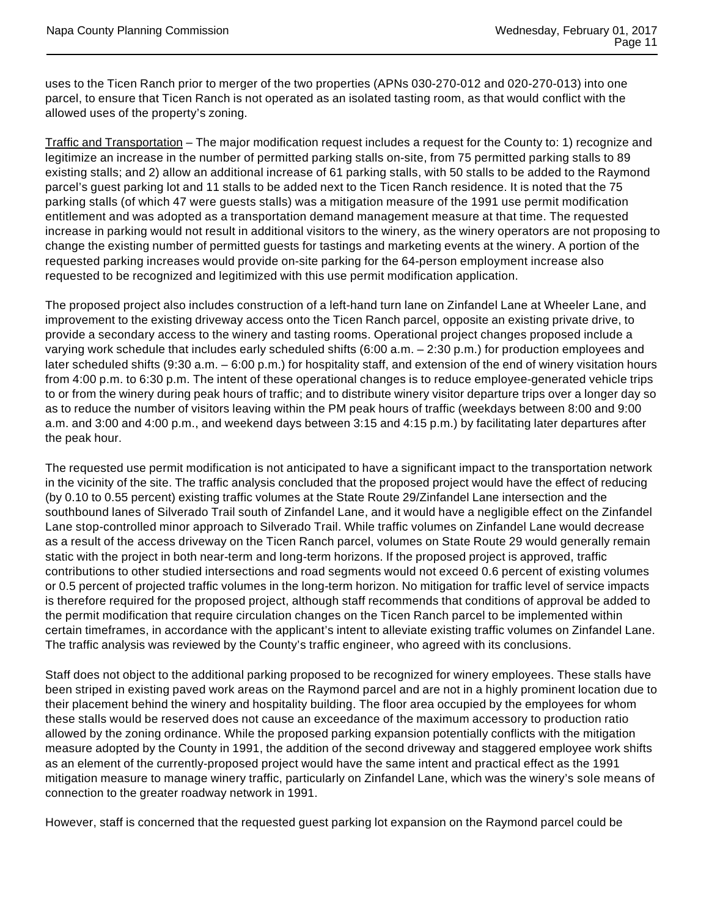uses to the Ticen Ranch prior to merger of the two properties (APNs 030-270-012 and 020-270-013) into one parcel, to ensure that Ticen Ranch is not operated as an isolated tasting room, as that would conflict with the allowed uses of the property's zoning.

<u>Traffic and Transportation</u> – The major modification request includes a request for the County to: 1) recognize and legitimize an increase in the number of permitted parking stalls on-site, from 75 permitted parking stalls to 89 existing stalls; and 2) allow an additional increase of 61 parking stalls, with 50 stalls to be added to the Raymond parcel's guest parking lot and 11 stalls to be added next to the Ticen Ranch residence. It is noted that the 75 parking stalls (of which 47 were guests stalls) was a mitigation measure of the 1991 use permit modification entitlement and was adopted as a transportation demand management measure at that time. The requested increase in parking would not result in additional visitors to the winery, as the winery operators are not proposing to change the existing number of permitted guests for tastings and marketing events at the winery. A portion of the requested parking increases would provide on-site parking for the 64-person employment increase also requested to be recognized and legitimized with this use permit modification application.

The proposed project also includes construction of a left-hand turn lane on Zinfandel Lane at Wheeler Lane, and improvement to the existing driveway access onto the Ticen Ranch parcel, opposite an existing private drive, to provide a secondary access to the winery and tasting rooms. Operational project changes proposed include a varying work schedule that includes early scheduled shifts (6:00 a.m. – 2:30 p.m.) for production employees and later scheduled shifts (9:30 a.m. – 6:00 p.m.) for hospitality staff, and extension of the end of winery visitation hours from 4:00 p.m. to 6:30 p.m. The intent of these operational changes is to reduce employee-generated vehicle trips to or from the winery during peak hours of traffic; and to distribute winery visitor departure trips over a longer day so as to reduce the number of visitors leaving within the PM peak hours of traffic (weekdays between 8:00 and 9:00 a.m. and 3:00 and 4:00 p.m., and weekend days between 3:15 and 4:15 p.m.) by facilitating later departures after the peak hour.

The requested use permit modification is not anticipated to have a significant impact to the transportation network in the vicinity of the site. The traffic analysis concluded that the proposed project would have the effect of reducing (by 0.10 to 0.55 percent) existing traffic volumes at the State Route 29/Zinfandel Lane intersection and the southbound lanes of Silverado Trail south of Zinfandel Lane, and it would have a negligible effect on the Zinfandel Lane stop-controlled minor approach to Silverado Trail. While traffic volumes on Zinfandel Lane would decrease as a result of the access driveway on the Ticen Ranch parcel, volumes on State Route 29 would generally remain static with the project in both near-term and long-term horizons. If the proposed project is approved, traffic contributions to other studied intersections and road segments would not exceed 0.6 percent of existing volumes or 0.5 percent of projected traffic volumes in the long-term horizon. No mitigation for traffic level of service impacts is therefore required for the proposed project, although staff recommends that conditions of approval be added to the permit modification that require circulation changes on the Ticen Ranch parcel to be implemented within certain timeframes, in accordance with the applicant's intent to alleviate existing traffic volumes on Zinfandel Lane. The traffic analysis was reviewed by the County's traffic engineer, who agreed with its conclusions.

Staff does not object to the additional parking proposed to be recognized for winery employees. These stalls have been striped in existing paved work areas on the Raymond parcel and are not in a highly prominent location due to their placement behind the winery and hospitality building. The floor area occupied by the employees for whom these stalls would be reserved does not cause an exceedance of the maximum accessory to production ratio allowed by the zoning ordinance. While the proposed parking expansion potentially conflicts with the mitigation measure adopted by the County in 1991, the addition of the second driveway and staggered employee work shifts as an element of the currently-proposed project would have the same intent and practical effect as the 1991 mitigation measure to manage winery traffic, particularly on Zinfandel Lane, which was the winery's sole means of connection to the greater roadway network in 1991.

However, staff is concerned that the requested guest parking lot expansion on the Raymond parcel could be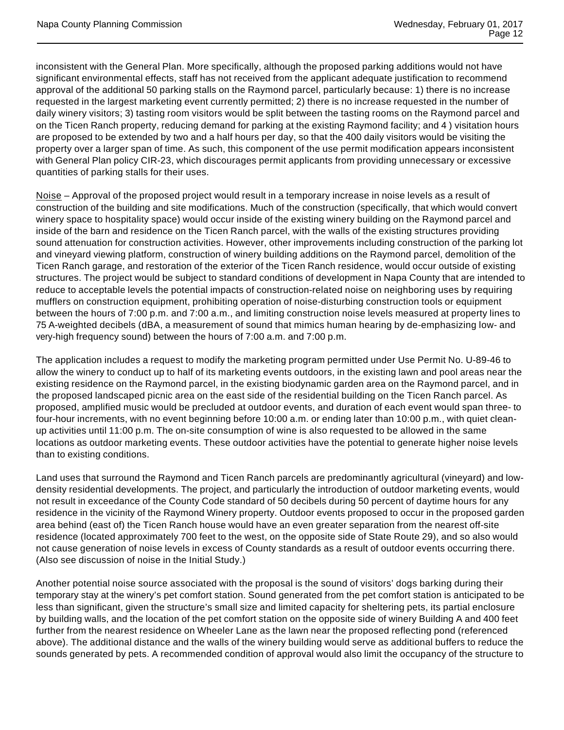inconsistent with the General Plan. More specifically, although the proposed parking additions would not have significant environmental effects, staff has not received from the applicant adequate justification to recommend approval of the additional 50 parking stalls on the Raymond parcel, particularly because: 1) there is no increase requested in the largest marketing event currently permitted; 2) there is no increase requested in the number of daily winery visitors; 3) tasting room visitors would be split between the tasting rooms on the Raymond parcel and on the Ticen Ranch property, reducing demand for parking at the existing Raymond facility; and 4 ) visitation hours are proposed to be extended by two and a half hours per day, so that the 400 daily visitors would be visiting the property over a larger span of time. As such, this component of the use permit modification appears inconsistent with General Plan policy CIR-23, which discourages permit applicants from providing unnecessary or excessive quantities of parking stalls for their uses.

Noise – Approval of the proposed project would result in a temporary increase in noise levels as a result of construction of the building and site modifications. Much of the construction (specifically, that which would convert winery space to hospitality space) would occur inside of the existing winery building on the Raymond parcel and inside of the barn and residence on the Ticen Ranch parcel, with the walls of the existing structures providing sound attenuation for construction activities. However, other improvements including construction of the parking lot and vineyard viewing platform, construction of winery building additions on the Raymond parcel, demolition of the Ticen Ranch garage, and restoration of the exterior of the Ticen Ranch residence, would occur outside of existing structures. The project would be subject to standard conditions of development in Napa County that are intended to reduce to acceptable levels the potential impacts of construction-related noise on neighboring uses by requiring mufflers on construction equipment, prohibiting operation of noise-disturbing construction tools or equipment between the hours of 7:00 p.m. and 7:00 a.m., and limiting construction noise levels measured at property lines to 75 A-weighted decibels (dBA, a measurement of sound that mimics human hearing by de-emphasizing low- and very-high frequency sound) between the hours of 7:00 a.m. and 7:00 p.m.

The application includes a request to modify the marketing program permitted under Use Permit No. U-89-46 to allow the winery to conduct up to half of its marketing events outdoors, in the existing lawn and pool areas near the existing residence on the Raymond parcel, in the existing biodynamic garden area on the Raymond parcel, and in the proposed landscaped picnic area on the east side of the residential building on the Ticen Ranch parcel. As proposed, amplified music would be precluded at outdoor events, and duration of each event would span three- to four-hour increments, with no event beginning before 10:00 a.m. or ending later than 10:00 p.m., with quiet clean-up activities until 11:00 p.m. The on-site consumption of wine is also requested to be allowed in the same locations as outdoor marketing events. These outdoor activities have the potential to generate higher noise levels than to existing conditions.

Land uses that surround the Raymond and Ticen Ranch parcels are predominantly agricultural (vineyard) and low-density residential developments. The project, and particularly the introduction of outdoor marketing events, would not result in exceedance of the County Code standard of 50 decibels during 50 percent of daytime hours for any residence in the vicinity of the Raymond Winery property. Outdoor events proposed to occur in the proposed garden area behind (east of) the Ticen Ranch house would have an even greater separation from the nearest off-site residence (located approximately 700 feet to the west, on the opposite side of State Route 29), and so also would not cause generation of noise levels in excess of County standards as a result of outdoor events occurring there. (Also see discussion of noise in the Initial Study.)

Another potential noise source associated with the proposal is the sound of visitors' dogs barking during their temporary stay at the winery's pet comfort station. Sound generated from the pet comfort station is anticipated to be less than significant, given the structure's small size and limited capacity for sheltering pets, its partial enclosure by building walls, and the location of the pet comfort station on the opposite side of winery Building A and 400 feet further from the nearest residence on Wheeler Lane as the lawn near the proposed reflecting pond (referenced above). The additional distance and the walls of the winery building would serve as additional buffers to reduce the sounds generated by pets. A recommended condition of approval would also limit the occupancy of the structure to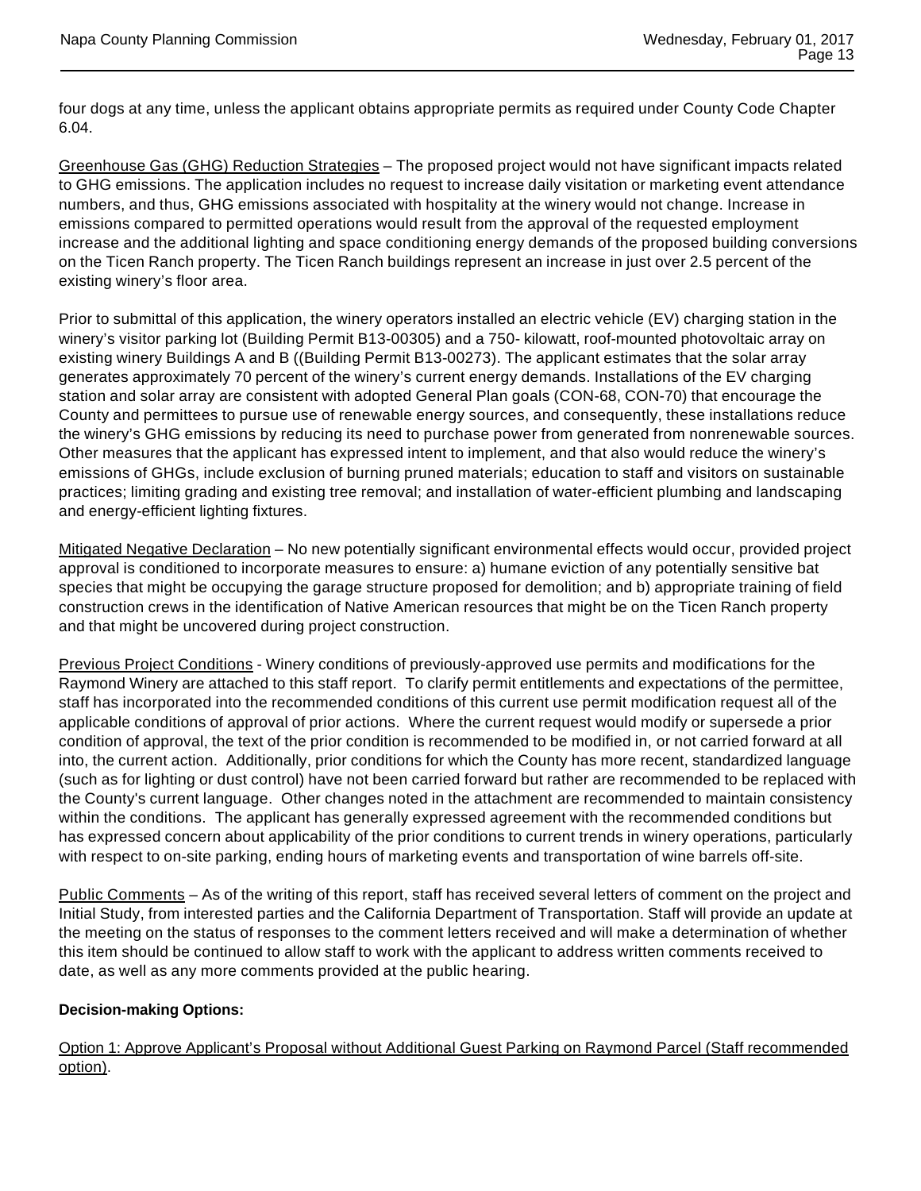four dogs at any time, unless the applicant obtains appropriate permits as required under County Code Chapter 6.04.

Greenhouse Gas (GHG) Reduction Strategies – The proposed project would not have significant impacts related to GHG emissions. The application includes no request to increase daily visitation or marketing event attendance numbers, and thus, GHG emissions associated with hospitality at the winery would not change. Increase in emissions compared to permitted operations would result from the approval of the requested employment increase and the additional lighting and space conditioning energy demands of the proposed building conversions on the Ticen Ranch property. The Ticen Ranch buildings represent an increase in just over 2.5 percent of the existing winery's floor area.

Prior to submittal of this application, the winery operators installed an electric vehicle (EV) charging station in the winery's visitor parking lot (Building Permit B13-00305) and a 750- kilowatt, roof-mounted photovoltaic array on existing winery Buildings A and B ((Building Permit B13-00273). The applicant estimates that the solar array generates approximately 70 percent of the winery's current energy demands. Installations of the EV charging station and solar array are consistent with adopted General Plan goals (CON-68, CON-70) that encourage the County and permittees to pursue use of renewable energy sources, and consequently, these installations reduce the winery's GHG emissions by reducing its need to purchase power from generated from nonrenewable sources. Other measures that the applicant has expressed intent to implement, and that also would reduce the winery's emissions of GHGs, include exclusion of burning pruned materials; education to staff and visitors on sustainable practices; limiting grading and existing tree removal; and installation of water-efficient plumbing and landscaping and energy-efficient lighting fixtures.

Mitigated Negative Declaration – No new potentially significant environmental effects would occur, provided project approval is conditioned to incorporate measures to ensure: a) humane eviction of any potentially sensitive bat species that might be occupying the garage structure proposed for demolition; and b) appropriate training of field construction crews in the identification of Native American resources that might be on the Ticen Ranch property and that might be uncovered during project construction.

Previous Project Conditions - Winery conditions of previously-approved use permits and modifications for the Raymond Winery are attached to this staff report. To clarify permit entitlements and expectations of the permittee, staff has incorporated into the recommended conditions of this current use permit modification request all of the applicable conditions of approval of prior actions. Where the current request would modify or supersede a prior condition of approval, the text of the prior condition is recommended to be modified in, or not carried forward at all into, the current action. Additionally, prior conditions for which the County has more recent, standardized language (such as for lighting or dust control) have not been carried forward but rather are recommended to be replaced with the County's current language. Other changes noted in the attachment are recommended to maintain consistency within the conditions. The applicant has generally expressed agreement with the recommended conditions but has expressed concern about applicability of the prior conditions to current trends in winery operations, particularly with respect to on-site parking, ending hours of marketing events and transportation of wine barrels off-site.

Public Comments – As of the writing of this report, staff has received several letters of comment on the project and Initial Study, from interested parties and the California Department of Transportation. Staff will provide an update at the meeting on the status of responses to the comment letters received and will make a determination of whether this item should be continued to allow staff to work with the applicant to address written comments received to date, as well as any more comments provided at the public hearing.

**Decision-making Options:**

Option 1: Approve Applicant's Proposal without Additional Guest Parking on Raymond Parcel (Staff recommended option).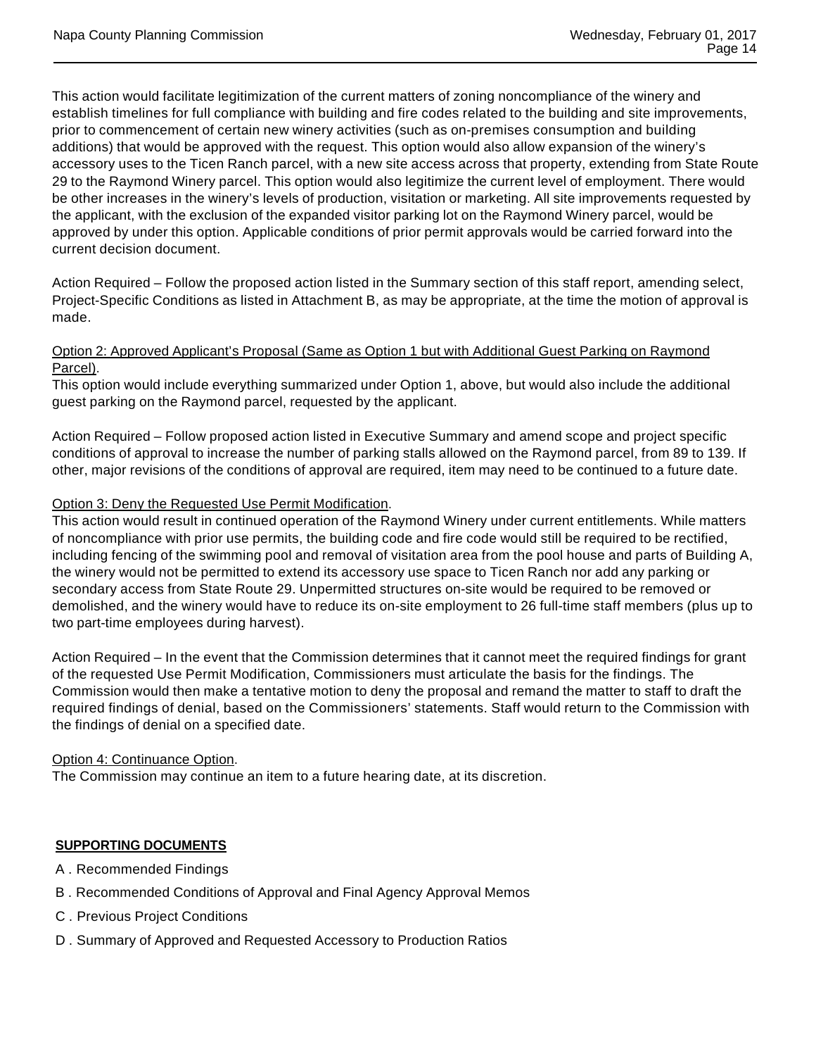This action would facilitate legitimization of the current matters of zoning noncompliance of the winery and establish timelines for full compliance with building and fire codes related to the building and site improvements, prior to commencement of certain new winery activities (such as on-premises consumption and building additions) that would be approved with the request. This option would also allow expansion of the winery's accessory uses to the Ticen Ranch parcel, with a new site access across that property, extending from State Route 29 to the Raymond Winery parcel. This option would also legitimize the current level of employment. There would be other increases in the winery's levels of production, visitation or marketing. All site improvements requested by the applicant, with the exclusion of the expanded visitor parking lot on the Raymond Winery parcel, would be approved by under this option. Applicable conditions of prior permit approvals would be carried forward into the current decision document.

Action Required – Follow the proposed action listed in the Summary section of this staff report, amending select, Project-Specific Conditions as listed in Attachment B, as may be appropriate, at the time the motion of approval is made.

Option 2: Approved Applicant's Proposal (Same as Option 1 but with Additional Guest Parking on Raymond Parcel).
This option would include everything summarized under Option 1, above, but would also include the additional guest parking on the Raymond parcel, requested by the applicant.

Action Required – Follow proposed action listed in Executive Summary and amend scope and project specific conditions of approval to increase the number of parking stalls allowed on the Raymond parcel, from 89 to 139. If other, major revisions of the conditions of approval are required, item may need to be continued to a future date.

Option 3: Deny the Requested Use Permit Modification.
This action would result in continued operation of the Raymond Winery under current entitlements. While matters of noncompliance with prior use permits, the building code and fire code would still be required to be rectified, including fencing of the swimming pool and removal of visitation area from the pool house and parts of Building A, the winery would not be permitted to extend its accessory use space to Ticen Ranch nor add any parking or secondary access from State Route 29. Unpermitted structures on-site would be required to be removed or demolished, and the winery would have to reduce its on-site employment to 26 full-time staff members (plus up to two part-time employees during harvest).

Action Required – In the event that the Commission determines that it cannot meet the required findings for grant of the requested Use Permit Modification, Commissioners must articulate the basis for the findings. The Commission would then make a tentative motion to deny the proposal and remand the matter to staff to draft the required findings of denial, based on the Commissioners' statements. Staff would return to the Commission with the findings of denial on a specified date.

Option 4: Continuance Option.
The Commission may continue an item to a future hearing date, at its discretion.

**SUPPORTING DOCUMENTS**

A . Recommended Findings

B . Recommended Conditions of Approval and Final Agency Approval Memos

C . Previous Project Conditions

D . Summary of Approved and Requested Accessory to Production Ratios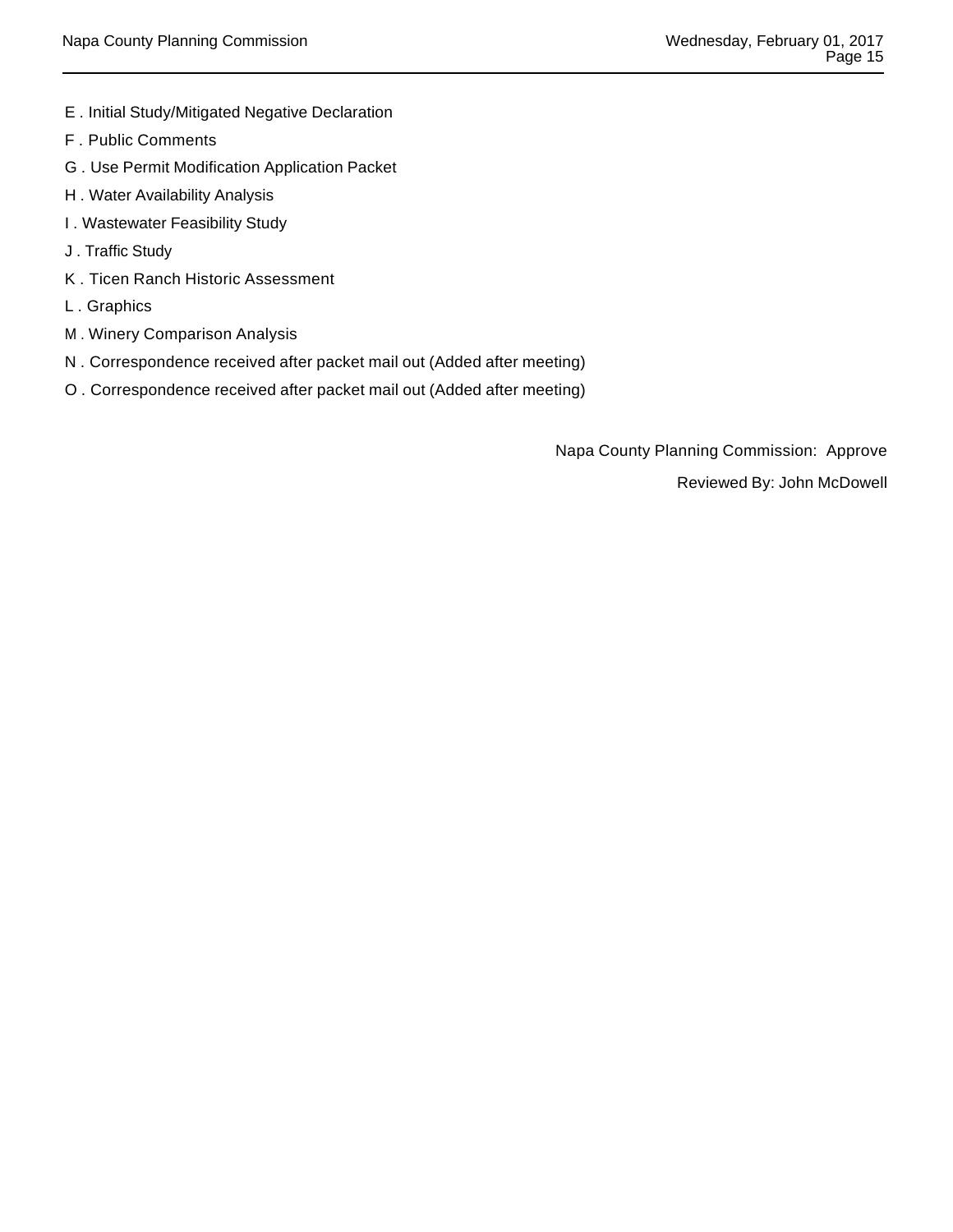E . Initial Study/Mitigated Negative Declaration

F . Public Comments

G . Use Permit Modification Application Packet

H . Water Availability Analysis

I . Wastewater Feasibility Study

J . Traffic Study

K . Ticen Ranch Historic Assessment

L . Graphics

M . Winery Comparison Analysis

N . Correspondence received after packet mail out (Added after meeting)

O . Correspondence received after packet mail out (Added after meeting)

Napa County Planning Commission: Approve

Reviewed By: John McDowell